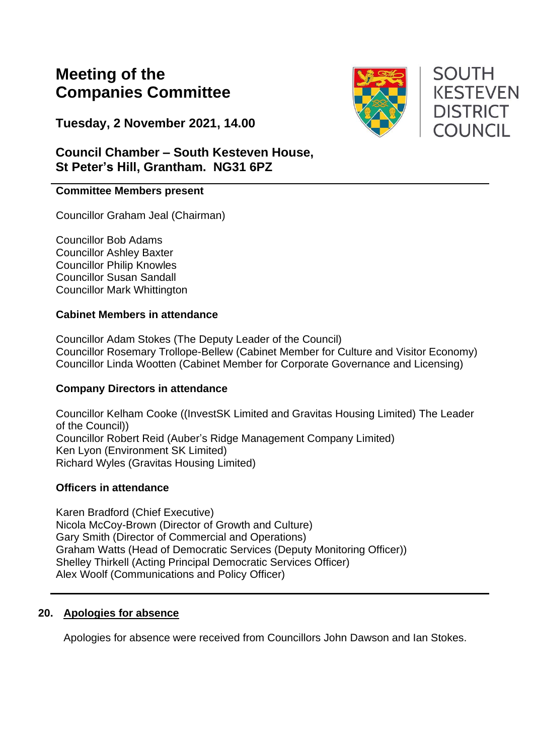# Meeting of the Companies Committee

**Tuesday, 2 November 2021, 14.00**

**Council Chamber – South Kesteven House, St Peter's Hill, Grantham. NG31 6PZ**

SOUTH KESTEVEN DISTRICT COUNCIL

---

**Committee Members present**

Councillor Graham Jeal (Chairman)

Councillor Bob Adams
Councillor Ashley Baxter
Councillor Philip Knowles
Councillor Susan Sandall
Councillor Mark Whittington

**Cabinet Members in attendance**

Councillor Adam Stokes (The Deputy Leader of the Council)
Councillor Rosemary Trollope-Bellew (Cabinet Member for Culture and Visitor Economy)
Councillor Linda Wootten (Cabinet Member for Corporate Governance and Licensing)

**Company Directors in attendance**

Councillor Kelham Cooke ((InvestSK Limited and Gravitas Housing Limited) The Leader of the Council))
Councillor Robert Reid (Auber's Ridge Management Company Limited)
Ken Lyon (Environment SK Limited)
Richard Wyles (Gravitas Housing Limited)

**Officers in attendance**

Karen Bradford (Chief Executive)
Nicola McCoy-Brown (Director of Growth and Culture)
Gary Smith (Director of Commercial and Operations)
Graham Watts (Head of Democratic Services (Deputy Monitoring Officer))
Shelley Thirkell (Acting Principal Democratic Services Officer)
Alex Woolf (Communications and Policy Officer)

---

## 20. Apologies for absence

Apologies for absence were received from Councillors John Dawson and Ian Stokes.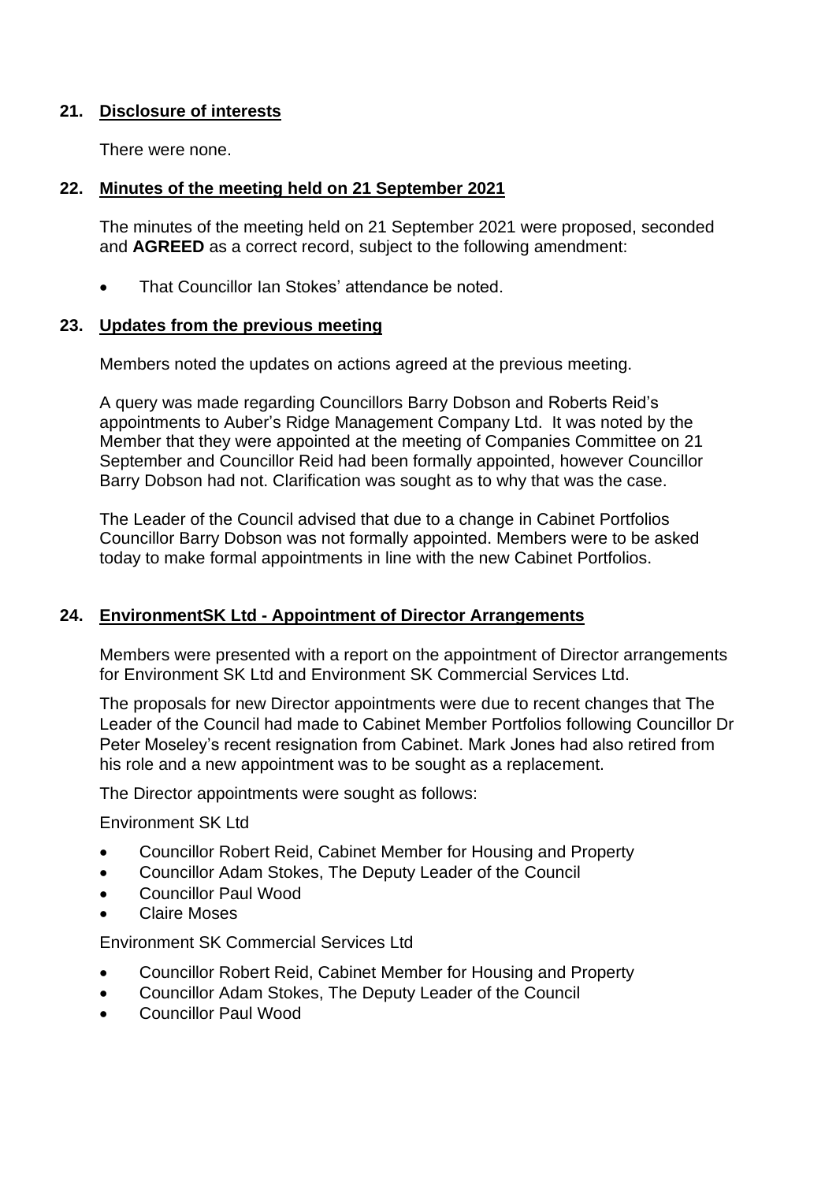## 21. Disclosure of interests

There were none.

## 22. Minutes of the meeting held on 21 September 2021

The minutes of the meeting held on 21 September 2021 were proposed, seconded and **AGREED** as a correct record, subject to the following amendment:

- That Councillor Ian Stokes' attendance be noted.

## 23. Updates from the previous meeting

Members noted the updates on actions agreed at the previous meeting.

A query was made regarding Councillors Barry Dobson and Roberts Reid's appointments to Auber's Ridge Management Company Ltd. It was noted by the Member that they were appointed at the meeting of Companies Committee on 21 September and Councillor Reid had been formally appointed, however Councillor Barry Dobson had not. Clarification was sought as to why that was the case.

The Leader of the Council advised that due to a change in Cabinet Portfolios Councillor Barry Dobson was not formally appointed. Members were to be asked today to make formal appointments in line with the new Cabinet Portfolios.

## 24. EnvironmentSK Ltd - Appointment of Director Arrangements

Members were presented with a report on the appointment of Director arrangements for Environment SK Ltd and Environment SK Commercial Services Ltd.

The proposals for new Director appointments were due to recent changes that The Leader of the Council had made to Cabinet Member Portfolios following Councillor Dr Peter Moseley's recent resignation from Cabinet. Mark Jones had also retired from his role and a new appointment was to be sought as a replacement.

The Director appointments were sought as follows:

Environment SK Ltd

- Councillor Robert Reid, Cabinet Member for Housing and Property
- Councillor Adam Stokes, The Deputy Leader of the Council
- Councillor Paul Wood
- Claire Moses

Environment SK Commercial Services Ltd

- Councillor Robert Reid, Cabinet Member for Housing and Property
- Councillor Adam Stokes, The Deputy Leader of the Council
- Councillor Paul Wood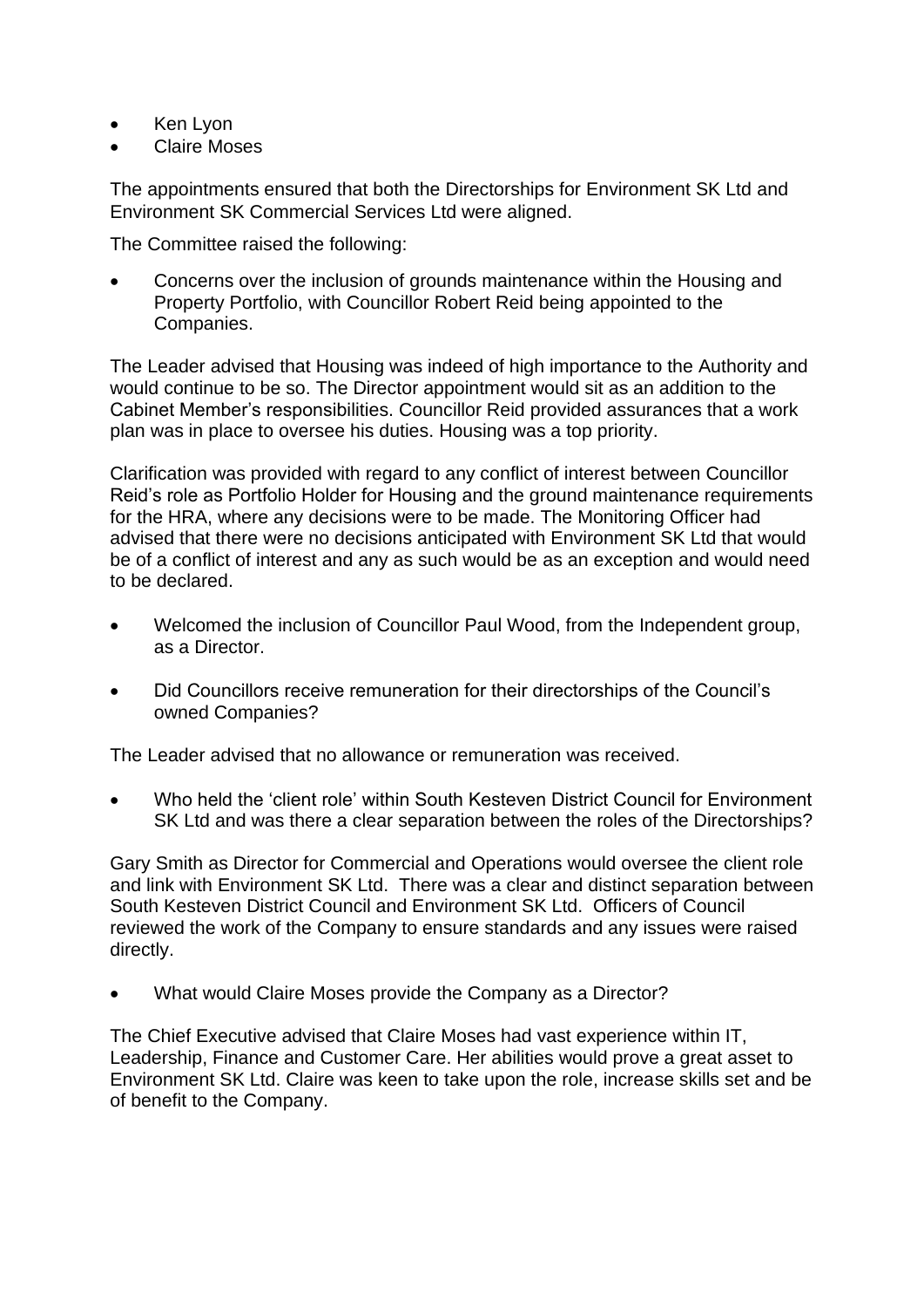- Ken Lyon
- Claire Moses

The appointments ensured that both the Directorships for Environment SK Ltd and Environment SK Commercial Services Ltd were aligned.

The Committee raised the following:

- Concerns over the inclusion of grounds maintenance within the Housing and Property Portfolio, with Councillor Robert Reid being appointed to the Companies.

The Leader advised that Housing was indeed of high importance to the Authority and would continue to be so. The Director appointment would sit as an addition to the Cabinet Member's responsibilities. Councillor Reid provided assurances that a work plan was in place to oversee his duties. Housing was a top priority.

Clarification was provided with regard to any conflict of interest between Councillor Reid's role as Portfolio Holder for Housing and the ground maintenance requirements for the HRA, where any decisions were to be made. The Monitoring Officer had advised that there were no decisions anticipated with Environment SK Ltd that would be of a conflict of interest and any as such would be as an exception and would need to be declared.

- Welcomed the inclusion of Councillor Paul Wood, from the Independent group, as a Director.
- Did Councillors receive remuneration for their directorships of the Council's owned Companies?

The Leader advised that no allowance or remuneration was received.

- Who held the 'client role' within South Kesteven District Council for Environment SK Ltd and was there a clear separation between the roles of the Directorships?

Gary Smith as Director for Commercial and Operations would oversee the client role and link with Environment SK Ltd. There was a clear and distinct separation between South Kesteven District Council and Environment SK Ltd. Officers of Council reviewed the work of the Company to ensure standards and any issues were raised directly.

- What would Claire Moses provide the Company as a Director?

The Chief Executive advised that Claire Moses had vast experience within IT, Leadership, Finance and Customer Care. Her abilities would prove a great asset to Environment SK Ltd. Claire was keen to take upon the role, increase skills set and be of benefit to the Company.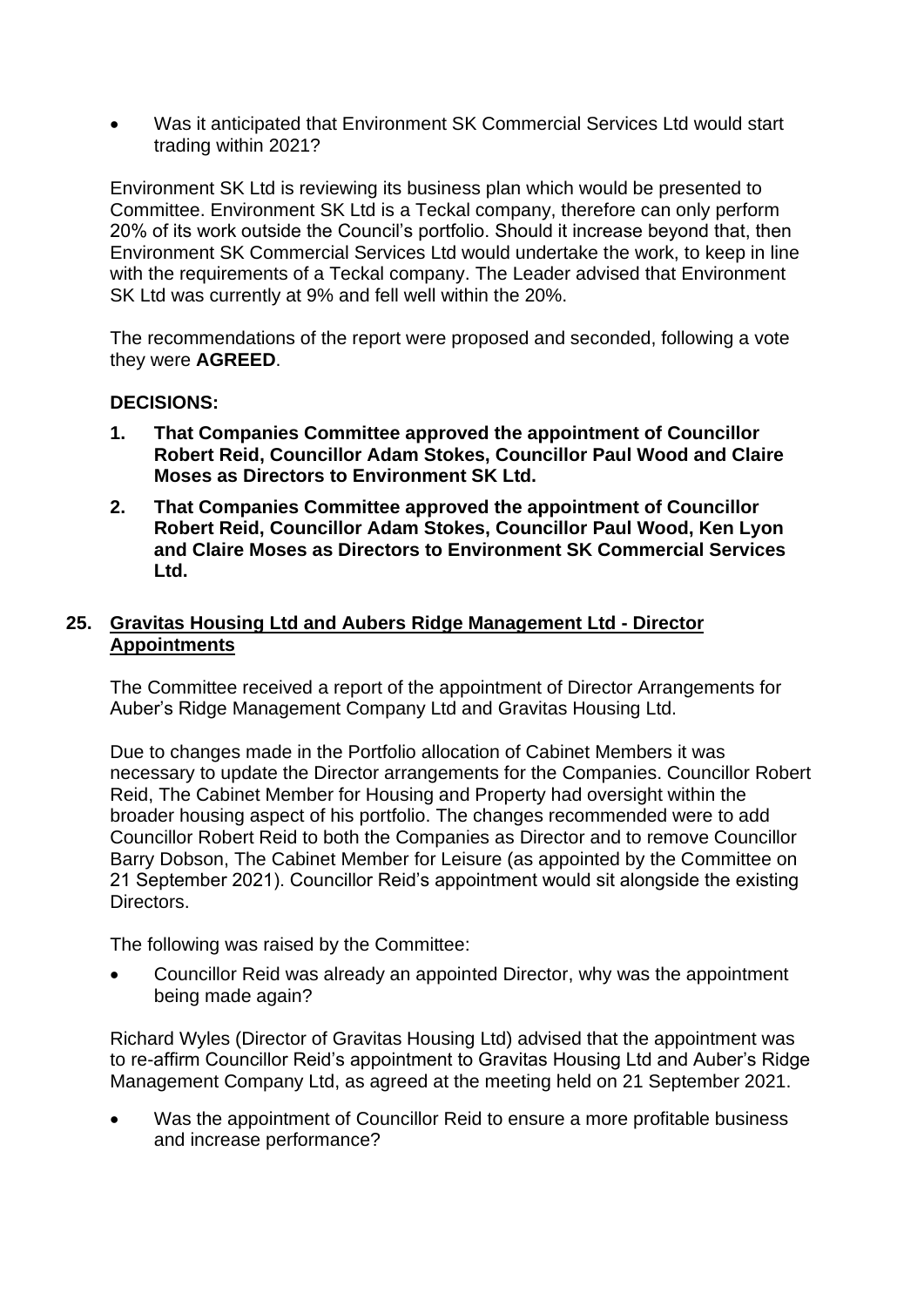- Was it anticipated that Environment SK Commercial Services Ltd would start trading within 2021?

Environment SK Ltd is reviewing its business plan which would be presented to Committee. Environment SK Ltd is a Teckal company, therefore can only perform 20% of its work outside the Council's portfolio. Should it increase beyond that, then Environment SK Commercial Services Ltd would undertake the work, to keep in line with the requirements of a Teckal company. The Leader advised that Environment SK Ltd was currently at 9% and fell well within the 20%.

The recommendations of the report were proposed and seconded, following a vote they were **AGREED**.

**DECISIONS:**

1. **That Companies Committee approved the appointment of Councillor Robert Reid, Councillor Adam Stokes, Councillor Paul Wood and Claire Moses as Directors to Environment SK Ltd.**
2. **That Companies Committee approved the appointment of Councillor Robert Reid, Councillor Adam Stokes, Councillor Paul Wood, Ken Lyon and Claire Moses as Directors to Environment SK Commercial Services Ltd.**

## 25. Gravitas Housing Ltd and Aubers Ridge Management Ltd - Director Appointments

The Committee received a report of the appointment of Director Arrangements for Auber's Ridge Management Company Ltd and Gravitas Housing Ltd.

Due to changes made in the Portfolio allocation of Cabinet Members it was necessary to update the Director arrangements for the Companies. Councillor Robert Reid, The Cabinet Member for Housing and Property had oversight within the broader housing aspect of his portfolio. The changes recommended were to add Councillor Robert Reid to both the Companies as Director and to remove Councillor Barry Dobson, The Cabinet Member for Leisure (as appointed by the Committee on 21 September 2021). Councillor Reid's appointment would sit alongside the existing Directors.

The following was raised by the Committee:

- Councillor Reid was already an appointed Director, why was the appointment being made again?

Richard Wyles (Director of Gravitas Housing Ltd) advised that the appointment was to re-affirm Councillor Reid's appointment to Gravitas Housing Ltd and Auber's Ridge Management Company Ltd, as agreed at the meeting held on 21 September 2021.

- Was the appointment of Councillor Reid to ensure a more profitable business and increase performance?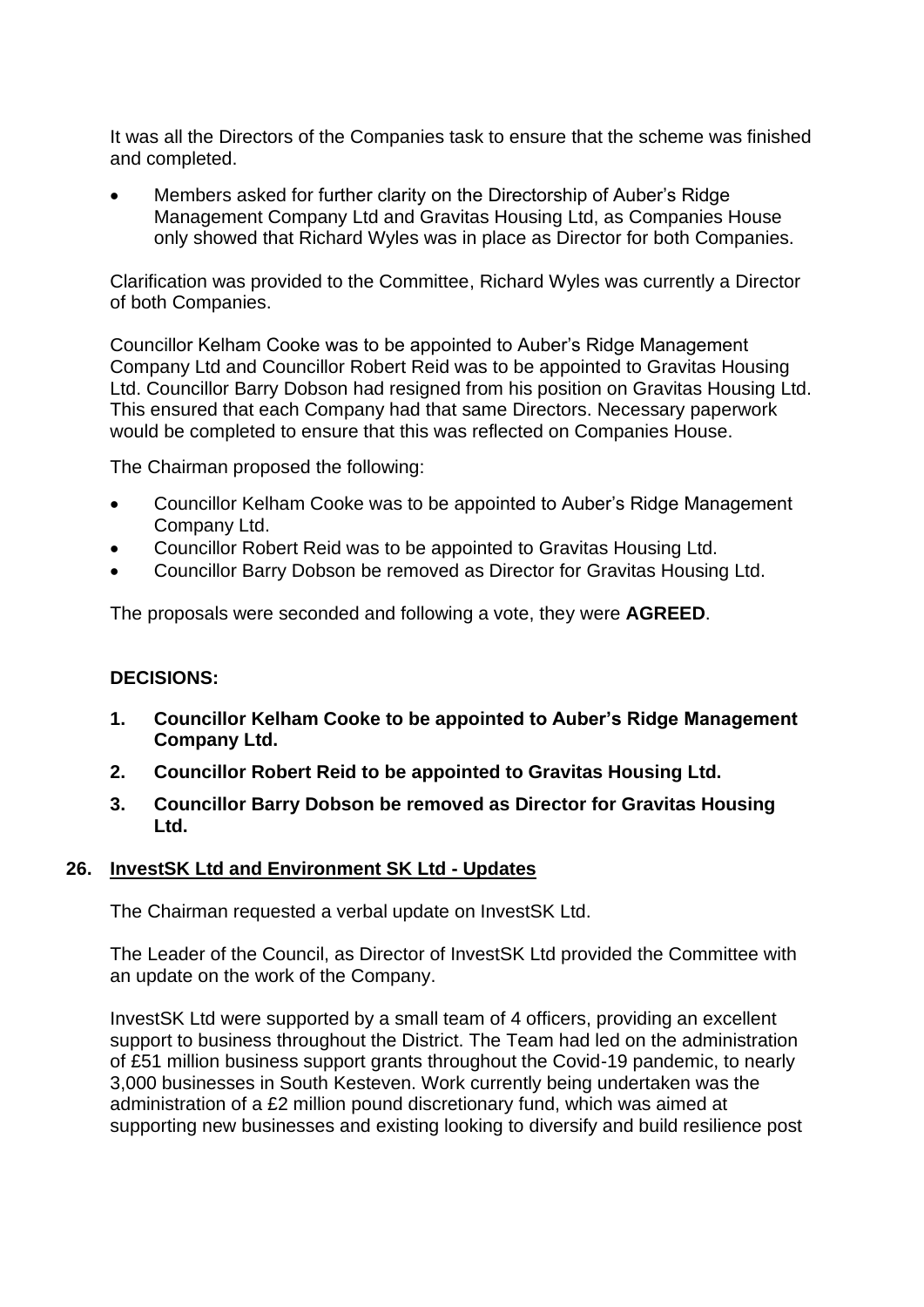It was all the Directors of the Companies task to ensure that the scheme was finished and completed.

- Members asked for further clarity on the Directorship of Auber's Ridge Management Company Ltd and Gravitas Housing Ltd, as Companies House only showed that Richard Wyles was in place as Director for both Companies.

Clarification was provided to the Committee, Richard Wyles was currently a Director of both Companies.

Councillor Kelham Cooke was to be appointed to Auber's Ridge Management Company Ltd and Councillor Robert Reid was to be appointed to Gravitas Housing Ltd. Councillor Barry Dobson had resigned from his position on Gravitas Housing Ltd. This ensured that each Company had that same Directors. Necessary paperwork would be completed to ensure that this was reflected on Companies House.

The Chairman proposed the following:

- Councillor Kelham Cooke was to be appointed to Auber's Ridge Management Company Ltd.
- Councillor Robert Reid was to be appointed to Gravitas Housing Ltd.
- Councillor Barry Dobson be removed as Director for Gravitas Housing Ltd.

The proposals were seconded and following a vote, they were **AGREED**.

**DECISIONS:**

1. **Councillor Kelham Cooke to be appointed to Auber's Ridge Management Company Ltd.**
2. **Councillor Robert Reid to be appointed to Gravitas Housing Ltd.**
3. **Councillor Barry Dobson be removed as Director for Gravitas Housing Ltd.**

## 26. InvestSK Ltd and Environment SK Ltd - Updates

The Chairman requested a verbal update on InvestSK Ltd.

The Leader of the Council, as Director of InvestSK Ltd provided the Committee with an update on the work of the Company.

InvestSK Ltd were supported by a small team of 4 officers, providing an excellent support to business throughout the District. The Team had led on the administration of £51 million business support grants throughout the Covid-19 pandemic, to nearly 3,000 businesses in South Kesteven. Work currently being undertaken was the administration of a £2 million pound discretionary fund, which was aimed at supporting new businesses and existing looking to diversify and build resilience post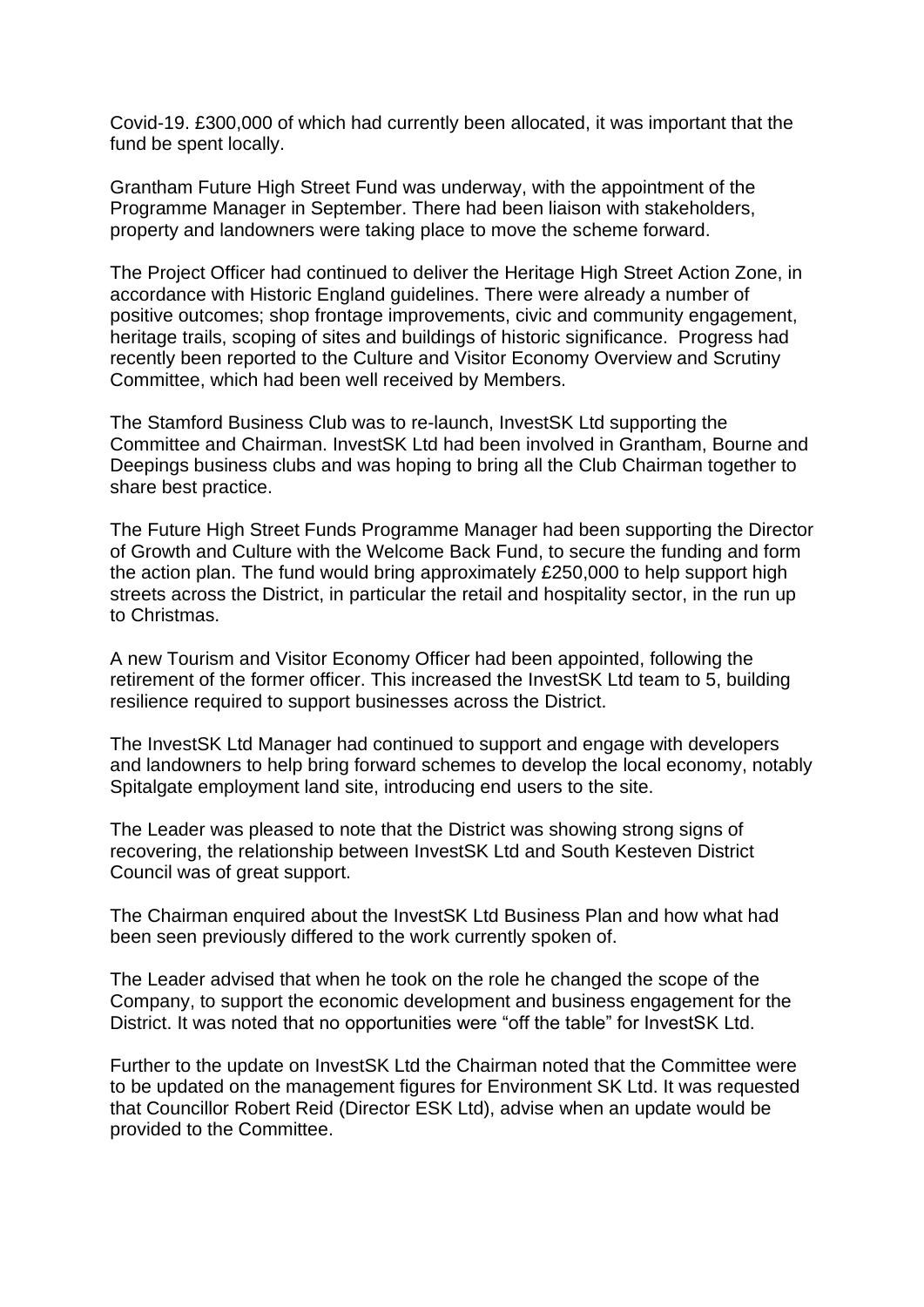Covid-19. £300,000 of which had currently been allocated, it was important that the fund be spent locally.

Grantham Future High Street Fund was underway, with the appointment of the Programme Manager in September. There had been liaison with stakeholders, property and landowners were taking place to move the scheme forward.

The Project Officer had continued to deliver the Heritage High Street Action Zone, in accordance with Historic England guidelines. There were already a number of positive outcomes; shop frontage improvements, civic and community engagement, heritage trails, scoping of sites and buildings of historic significance. Progress had recently been reported to the Culture and Visitor Economy Overview and Scrutiny Committee, which had been well received by Members.

The Stamford Business Club was to re-launch, InvestSK Ltd supporting the Committee and Chairman. InvestSK Ltd had been involved in Grantham, Bourne and Deepings business clubs and was hoping to bring all the Club Chairman together to share best practice.

The Future High Street Funds Programme Manager had been supporting the Director of Growth and Culture with the Welcome Back Fund, to secure the funding and form the action plan. The fund would bring approximately £250,000 to help support high streets across the District, in particular the retail and hospitality sector, in the run up to Christmas.

A new Tourism and Visitor Economy Officer had been appointed, following the retirement of the former officer. This increased the InvestSK Ltd team to 5, building resilience required to support businesses across the District.

The InvestSK Ltd Manager had continued to support and engage with developers and landowners to help bring forward schemes to develop the local economy, notably Spitalgate employment land site, introducing end users to the site.

The Leader was pleased to note that the District was showing strong signs of recovering, the relationship between InvestSK Ltd and South Kesteven District Council was of great support.

The Chairman enquired about the InvestSK Ltd Business Plan and how what had been seen previously differed to the work currently spoken of.

The Leader advised that when he took on the role he changed the scope of the Company, to support the economic development and business engagement for the District. It was noted that no opportunities were "off the table" for InvestSK Ltd.

Further to the update on InvestSK Ltd the Chairman noted that the Committee were to be updated on the management figures for Environment SK Ltd. It was requested that Councillor Robert Reid (Director ESK Ltd), advise when an update would be provided to the Committee.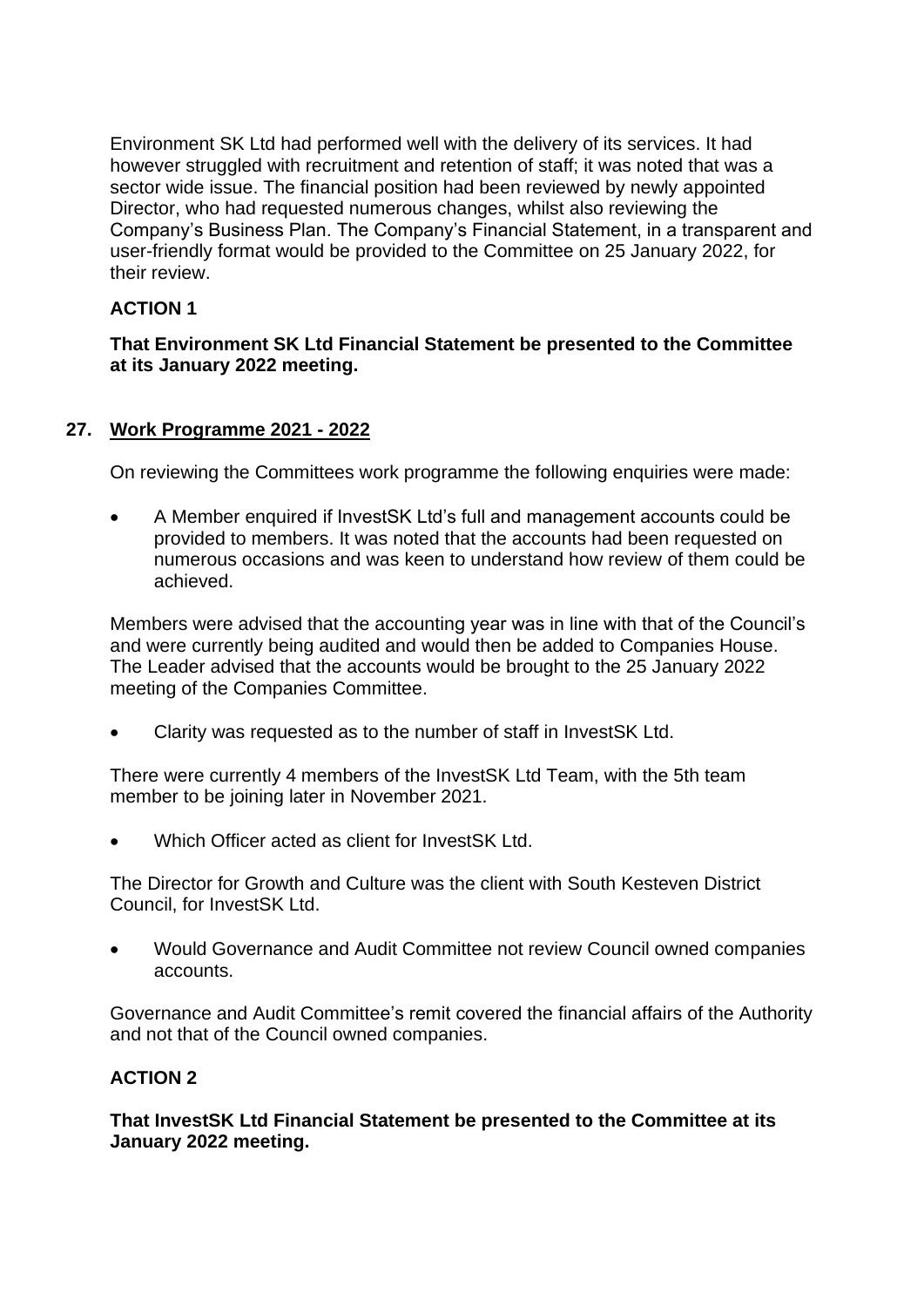Environment SK Ltd had performed well with the delivery of its services. It had however struggled with recruitment and retention of staff; it was noted that was a sector wide issue. The financial position had been reviewed by newly appointed Director, who had requested numerous changes, whilst also reviewing the Company's Business Plan. The Company's Financial Statement, in a transparent and user-friendly format would be provided to the Committee on 25 January 2022, for their review.

**ACTION 1**

**That Environment SK Ltd Financial Statement be presented to the Committee at its January 2022 meeting.**

## 27. Work Programme 2021 - 2022

On reviewing the Committees work programme the following enquiries were made:

- A Member enquired if InvestSK Ltd's full and management accounts could be provided to members. It was noted that the accounts had been requested on numerous occasions and was keen to understand how review of them could be achieved.

Members were advised that the accounting year was in line with that of the Council's and were currently being audited and would then be added to Companies House. The Leader advised that the accounts would be brought to the 25 January 2022 meeting of the Companies Committee.

- Clarity was requested as to the number of staff in InvestSK Ltd.

There were currently 4 members of the InvestSK Ltd Team, with the 5th team member to be joining later in November 2021.

- Which Officer acted as client for InvestSK Ltd.

The Director for Growth and Culture was the client with South Kesteven District Council, for InvestSK Ltd.

- Would Governance and Audit Committee not review Council owned companies accounts.

Governance and Audit Committee's remit covered the financial affairs of the Authority and not that of the Council owned companies.

**ACTION 2**

**That InvestSK Ltd Financial Statement be presented to the Committee at its January 2022 meeting.**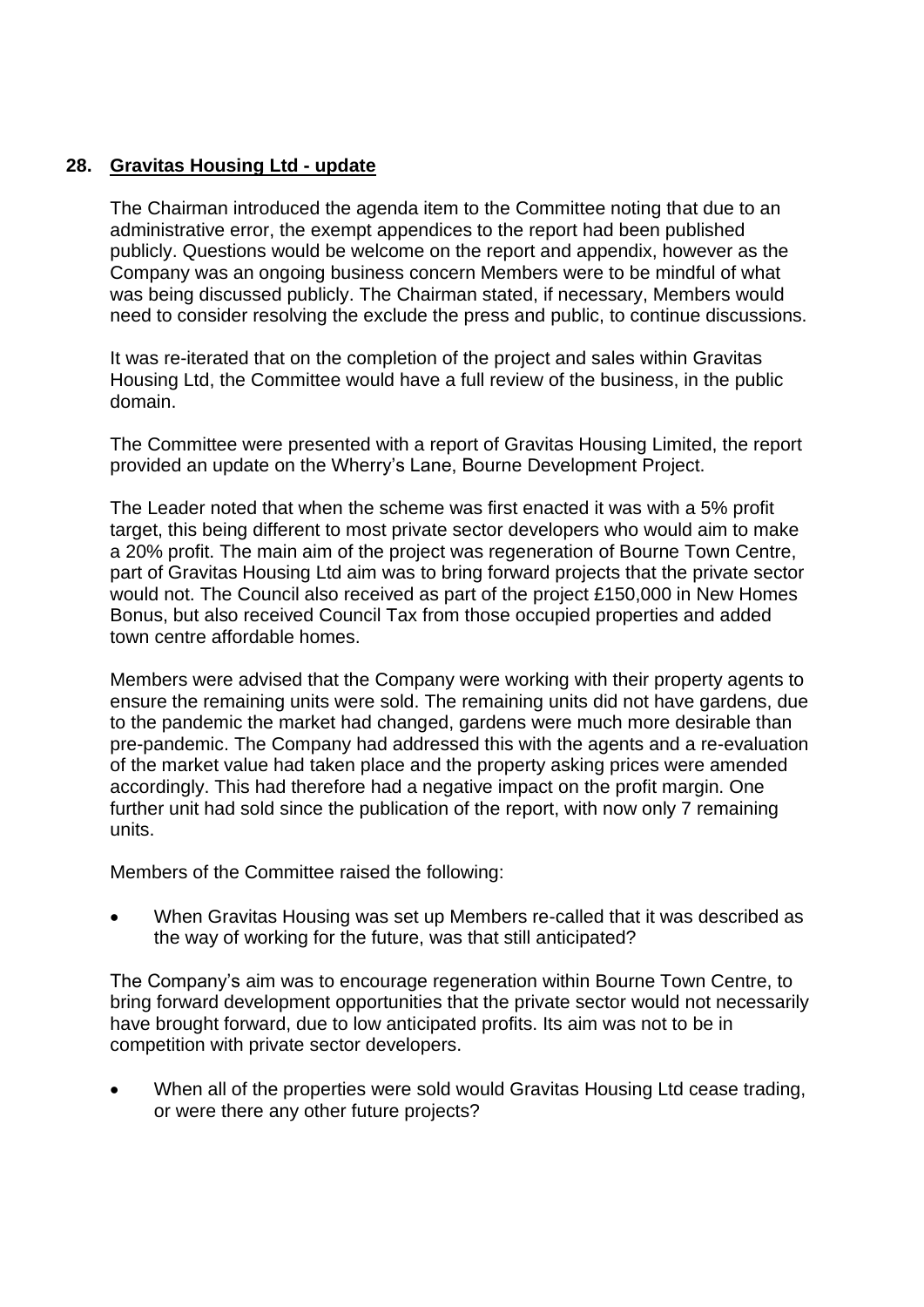## 28. **Gravitas Housing Ltd - update**

The Chairman introduced the agenda item to the Committee noting that due to an administrative error, the exempt appendices to the report had been published publicly. Questions would be welcome on the report and appendix, however as the Company was an ongoing business concern Members were to be mindful of what was being discussed publicly. The Chairman stated, if necessary, Members would need to consider resolving the exclude the press and public, to continue discussions.

It was re-iterated that on the completion of the project and sales within Gravitas Housing Ltd, the Committee would have a full review of the business, in the public domain.

The Committee were presented with a report of Gravitas Housing Limited, the report provided an update on the Wherry's Lane, Bourne Development Project.

The Leader noted that when the scheme was first enacted it was with a 5% profit target, this being different to most private sector developers who would aim to make a 20% profit. The main aim of the project was regeneration of Bourne Town Centre, part of Gravitas Housing Ltd aim was to bring forward projects that the private sector would not. The Council also received as part of the project £150,000 in New Homes Bonus, but also received Council Tax from those occupied properties and added town centre affordable homes.

Members were advised that the Company were working with their property agents to ensure the remaining units were sold. The remaining units did not have gardens, due to the pandemic the market had changed, gardens were much more desirable than pre-pandemic. The Company had addressed this with the agents and a re-evaluation of the market value had taken place and the property asking prices were amended accordingly. This had therefore had a negative impact on the profit margin. One further unit had sold since the publication of the report, with now only 7 remaining units.

Members of the Committee raised the following:

- When Gravitas Housing was set up Members re-called that it was described as the way of working for the future, was that still anticipated?

The Company's aim was to encourage regeneration within Bourne Town Centre, to bring forward development opportunities that the private sector would not necessarily have brought forward, due to low anticipated profits. Its aim was not to be in competition with private sector developers.

- When all of the properties were sold would Gravitas Housing Ltd cease trading, or were there any other future projects?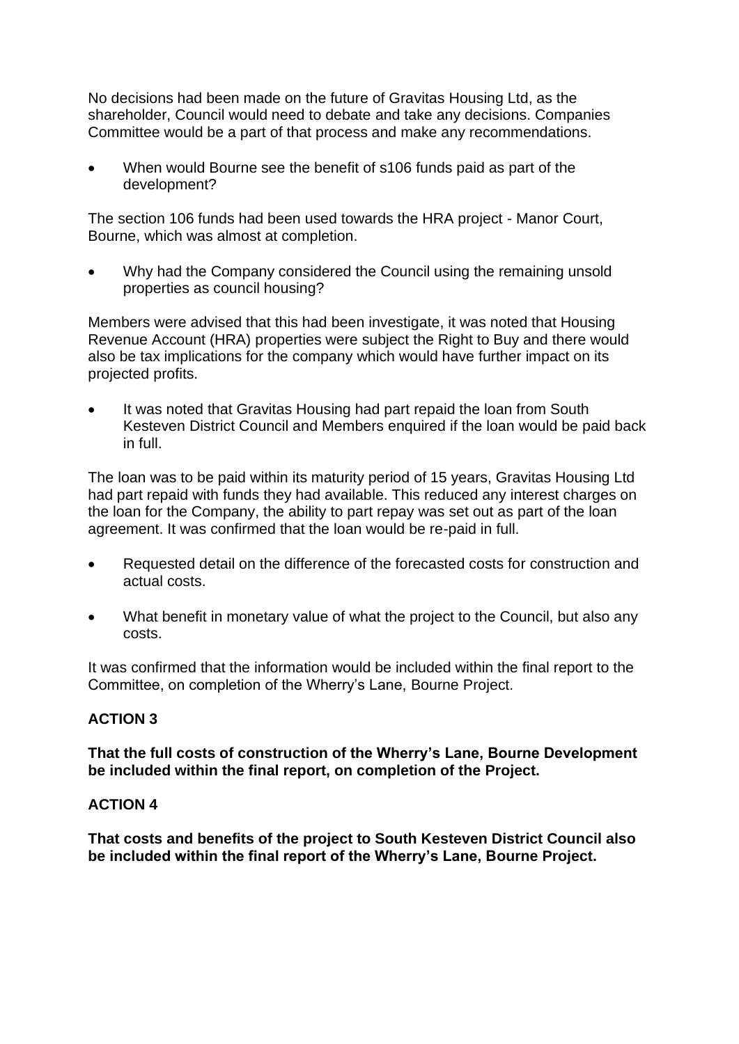No decisions had been made on the future of Gravitas Housing Ltd, as the shareholder, Council would need to debate and take any decisions. Companies Committee would be a part of that process and make any recommendations.

- When would Bourne see the benefit of s106 funds paid as part of the development?

The section 106 funds had been used towards the HRA project - Manor Court, Bourne, which was almost at completion.

- Why had the Company considered the Council using the remaining unsold properties as council housing?

Members were advised that this had been investigate, it was noted that Housing Revenue Account (HRA) properties were subject the Right to Buy and there would also be tax implications for the company which would have further impact on its projected profits.

- It was noted that Gravitas Housing had part repaid the loan from South Kesteven District Council and Members enquired if the loan would be paid back in full.

The loan was to be paid within its maturity period of 15 years, Gravitas Housing Ltd had part repaid with funds they had available. This reduced any interest charges on the loan for the Company, the ability to part repay was set out as part of the loan agreement. It was confirmed that the loan would be re-paid in full.

- Requested detail on the difference of the forecasted costs for construction and actual costs.
- What benefit in monetary value of what the project to the Council, but also any costs.

It was confirmed that the information would be included within the final report to the Committee, on completion of the Wherry's Lane, Bourne Project.

**ACTION 3**

**That the full costs of construction of the Wherry's Lane, Bourne Development be included within the final report, on completion of the Project.**

**ACTION 4**

**That costs and benefits of the project to South Kesteven District Council also be included within the final report of the Wherry's Lane, Bourne Project.**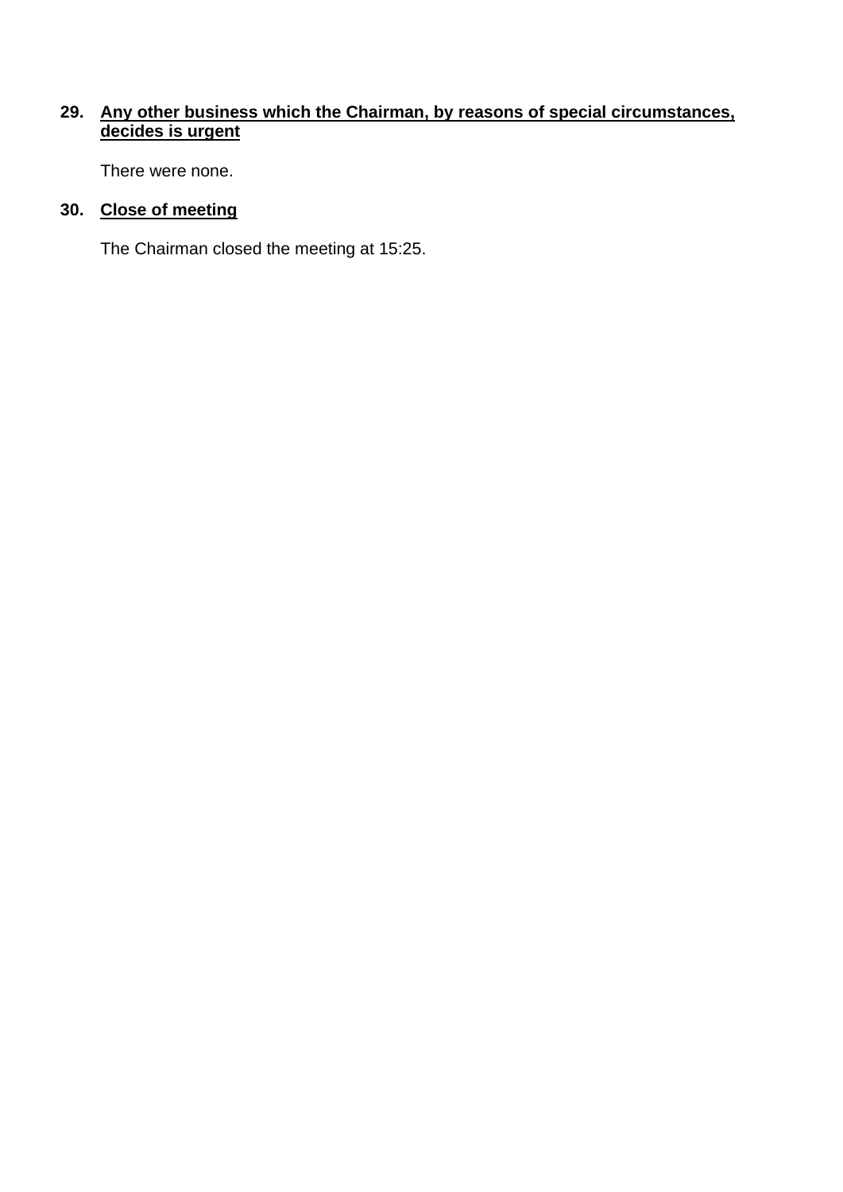**29. Any other business which the Chairman, by reasons of special circumstances, decides is urgent**

There were none.

**30. Close of meeting**

The Chairman closed the meeting at 15:25.